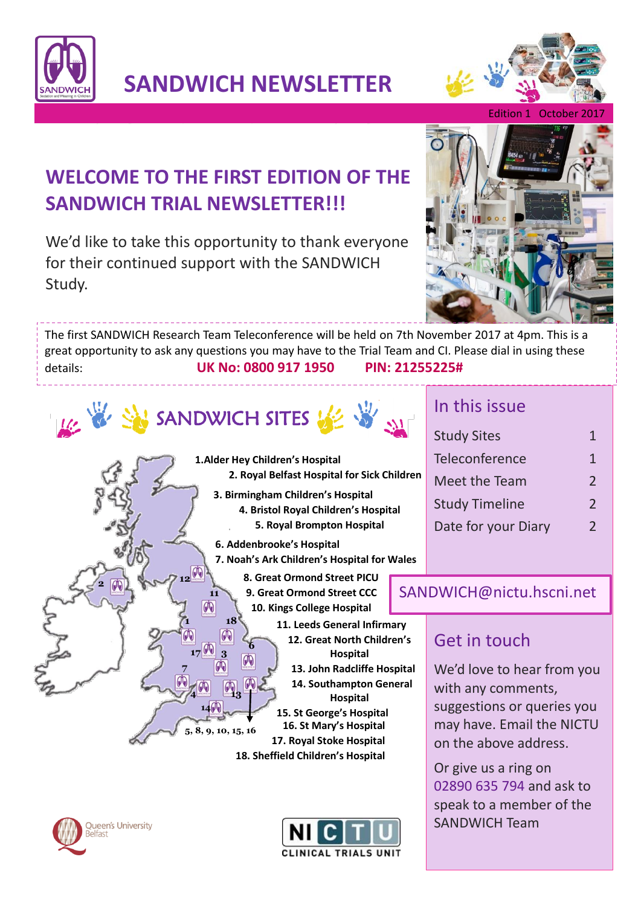# SANDWICH NEWSLETTER

Edition 1 October 2017

## WELCOME TO THE FIRST EDITION OF THE SANDWICH TRIAL NEWSLETTER!!!

We'd like to take this opportunity to thank everyone for their continued support with the SANDWICH Study.

The first SANDWICH Research Team Teleconference will be held on 7th November 2017 at 4pm. This is a great opportunity to ask any questions you may have to the Trial Team and CI. Please dial in using these details: **UK No: 0800 917 1950** **PIN: 21255225#**

## SANDWICH SITES

1. Alder Hey Children's Hospital
2. Royal Belfast Hospital for Sick Children
3. Birmingham Children's Hospital
4. Bristol Royal Children's Hospital
5. Royal Brompton Hospital
6. Addenbrooke's Hospital
7. Noah's Ark Children's Hospital for Wales
8. Great Ormond Street PICU
9. Great Ormond Street CCC
10. Kings College Hospital
11. Leeds General Infirmary
12. Great North Children's Hospital
13. John Radcliffe Hospital
14. Southampton General Hospital
15. St George's Hospital
16. St Mary's Hospital
17. Royal Stoke Hospital
18. Sheffield Children's Hospital

## In this issue

| | |
|---|---|
| Study Sites | 1 |
| Teleconference | 1 |
| Meet the Team | 2 |
| Study Timeline | 2 |
| Date for your Diary | 2 |

SANDWICH@nictu.hscni.net

## Get in touch

We'd love to hear from you with any comments, suggestions or queries you may have. Email the NICTU on the above address.

Or give us a ring on 02890 635 794 and ask to speak to a member of the SANDWICH Team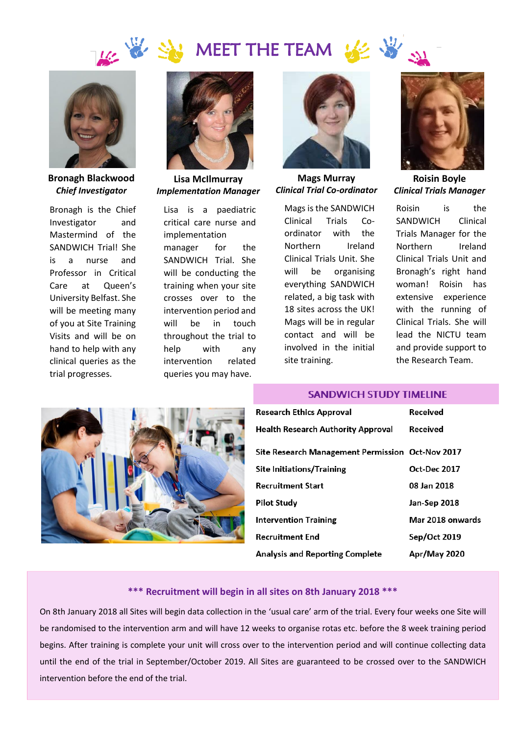# MEET THE TEAM

**Bronagh Blackwood**
***Chief Investigator***

Bronagh is the Chief Investigator and Mastermind of the SANDWICH Trial! She is a nurse and Professor in Critical Care at Queen's University Belfast. She will be meeting many of you at Site Training Visits and will be on hand to help with any clinical queries as the trial progresses.

**Lisa McIlmurray**
***Implementation Manager***

Lisa is a paediatric critical care nurse and implementation manager for the SANDWICH Trial. She will be conducting the training when your site crosses over to the intervention period and will be in touch throughout the trial to help with any intervention related queries you may have.

**Mags Murray**
***Clinical Trial Co-ordinator***

Mags is the SANDWICH Clinical Trials Co-ordinator with the Northern Ireland Clinical Trials Unit. She will be organising everything SANDWICH related, a big task with 18 sites across the UK! Mags will be in regular contact and will be involved in the initial site training.

**Roisin Boyle**
***Clinical Trials Manager***

Roisin is the SANDWICH Clinical Trials Manager for the Northern Ireland Clinical Trials Unit and Bronagh's right hand woman! Roisin has extensive experience with the running of Clinical Trials. She will lead the NICTU team and provide support to the Research Team.

## SANDWICH STUDY TIMELINE

| | |
|---|---|
| **Research Ethics Approval** | **Received** |
| **Health Research Authority Approval** | **Received** |
| **Site Research Management Permission** | **Oct-Nov 2017** |
| **Site Initiations/Training** | **Oct-Dec 2017** |
| **Recruitment Start** | **08 Jan 2018** |
| **Pilot Study** | **Jan-Sep 2018** |
| **Intervention Training** | **Mar 2018 onwards** |
| **Recruitment End** | **Sep/Oct 2019** |
| **Analysis and Reporting Complete** | **Apr/May 2020** |

**\*\*\* Recruitment will begin in all sites on 8th January 2018 \*\*\***

On 8th January 2018 all Sites will begin data collection in the 'usual care' arm of the trial. Every four weeks one Site will be randomised to the intervention arm and will have 12 weeks to organise rotas etc. before the 8 week training period begins. After training is complete your unit will cross over to the intervention period and will continue collecting data until the end of the trial in September/October 2019. All Sites are guaranteed to be crossed over to the SANDWICH intervention before the end of the trial.